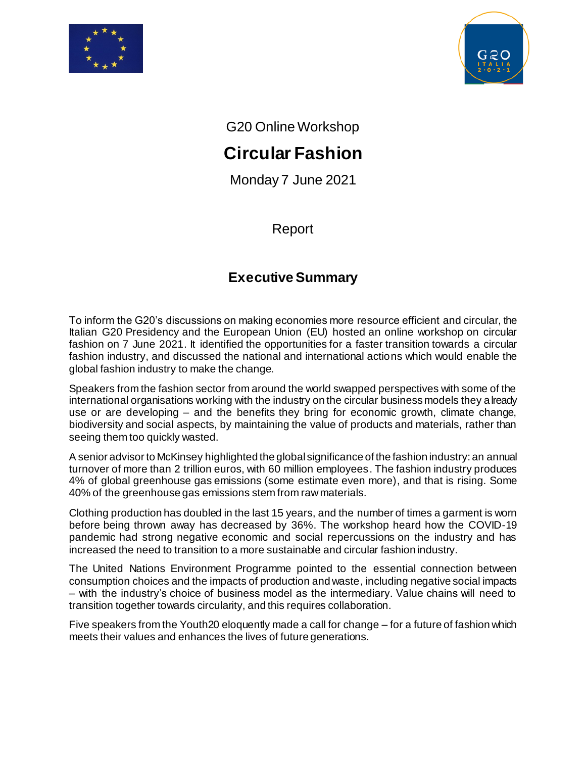G20 Online Workshop

# Circular Fashion

Monday 7 June 2021

Report

## Executive Summary

To inform the G20's discussions on making economies more resource efficient and circular, the Italian G20 Presidency and the European Union (EU) hosted an online workshop on circular fashion on 7 June 2021. It identified the opportunities for a faster transition towards a circular fashion industry, and discussed the national and international actions which would enable the global fashion industry to make the change.

Speakers from the fashion sector from around the world swapped perspectives with some of the international organisations working with the industry on the circular business models they already use or are developing – and the benefits they bring for economic growth, climate change, biodiversity and social aspects, by maintaining the value of products and materials, rather than seeing them too quickly wasted.

A senior advisor to McKinsey highlighted the global significance of the fashion industry: an annual turnover of more than 2 trillion euros, with 60 million employees. The fashion industry produces 4% of global greenhouse gas emissions (some estimate even more), and that is rising. Some 40% of the greenhouse gas emissions stem from raw materials.

Clothing production has doubled in the last 15 years, and the number of times a garment is worn before being thrown away has decreased by 36%. The workshop heard how the COVID-19 pandemic had strong negative economic and social repercussions on the industry and has increased the need to transition to a more sustainable and circular fashion industry.

The United Nations Environment Programme pointed to the essential connection between consumption choices and the impacts of production and waste, including negative social impacts – with the industry's choice of business model as the intermediary. Value chains will need to transition together towards circularity, and this requires collaboration.

Five speakers from the Youth20 eloquently made a call for change – for a future of fashion which meets their values and enhances the lives of future generations.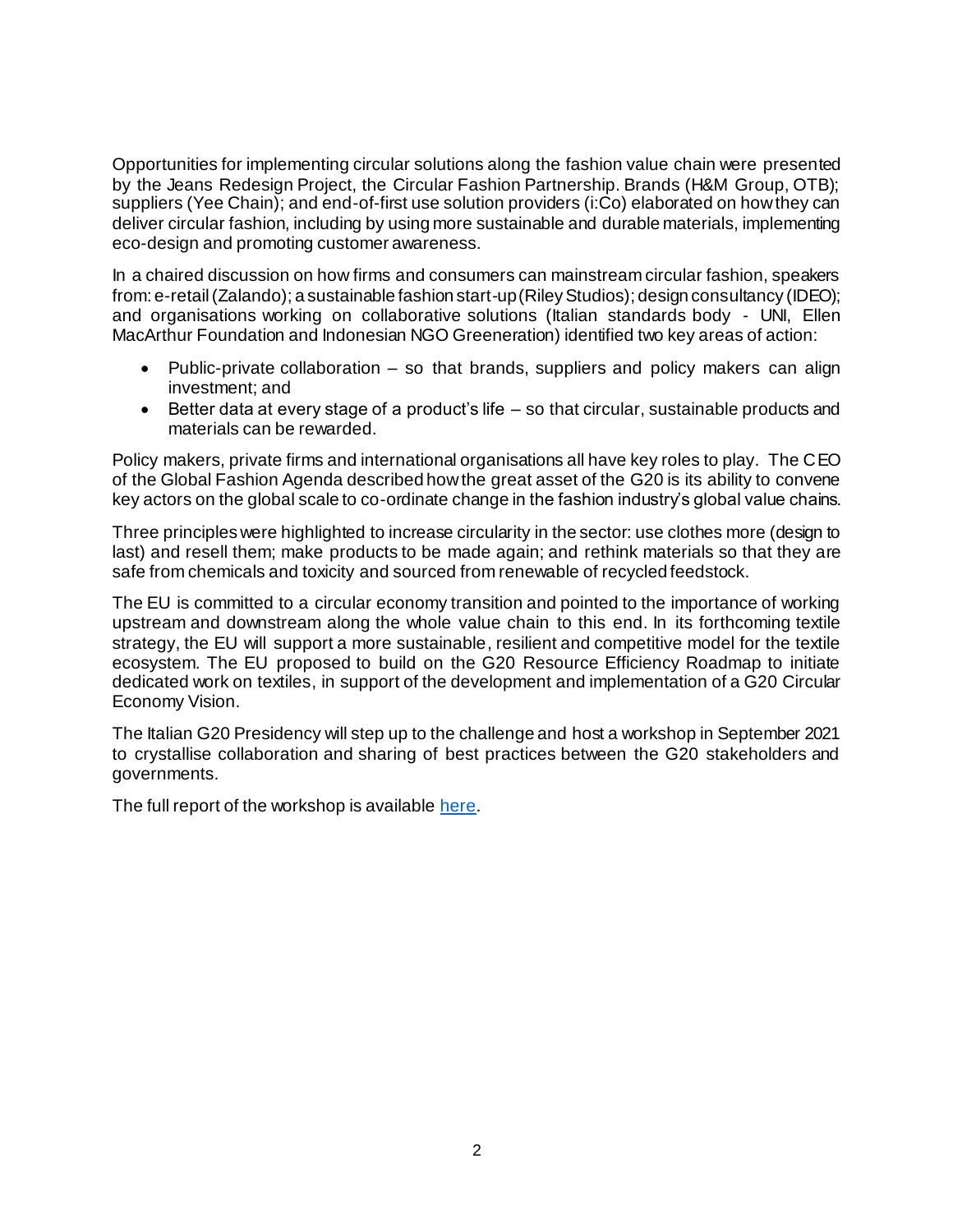Opportunities for implementing circular solutions along the fashion value chain were presented by the Jeans Redesign Project, the Circular Fashion Partnership. Brands (H&M Group, OTB); suppliers (Yee Chain); and end-of-first use solution providers (i:Co) elaborated on how they can deliver circular fashion, including by using more sustainable and durable materials, implementing eco-design and promoting customer awareness.

In a chaired discussion on how firms and consumers can mainstream circular fashion, speakers from: e-retail (Zalando); a sustainable fashion start-up (Riley Studios); design consultancy (IDEO); and organisations working on collaborative solutions (Italian standards body - UNI, Ellen MacArthur Foundation and Indonesian NGO Greeneration) identified two key areas of action:

- Public-private collaboration – so that brands, suppliers and policy makers can align investment; and
- Better data at every stage of a product's life – so that circular, sustainable products and materials can be rewarded.

Policy makers, private firms and international organisations all have key roles to play. The CEO of the Global Fashion Agenda described how the great asset of the G20 is its ability to convene key actors on the global scale to co-ordinate change in the fashion industry's global value chains.

Three principles were highlighted to increase circularity in the sector: use clothes more (design to last) and resell them; make products to be made again; and rethink materials so that they are safe from chemicals and toxicity and sourced from renewable of recycled feedstock.

The EU is committed to a circular economy transition and pointed to the importance of working upstream and downstream along the whole value chain to this end. In its forthcoming textile strategy, the EU will support a more sustainable, resilient and competitive model for the textile ecosystem. The EU proposed to build on the G20 Resource Efficiency Roadmap to initiate dedicated work on textiles, in support of the development and implementation of a G20 Circular Economy Vision.

The Italian G20 Presidency will step up to the challenge and host a workshop in September 2021 to crystallise collaboration and sharing of best practices between the G20 stakeholders and governments.

The full report of the workshop is available here.